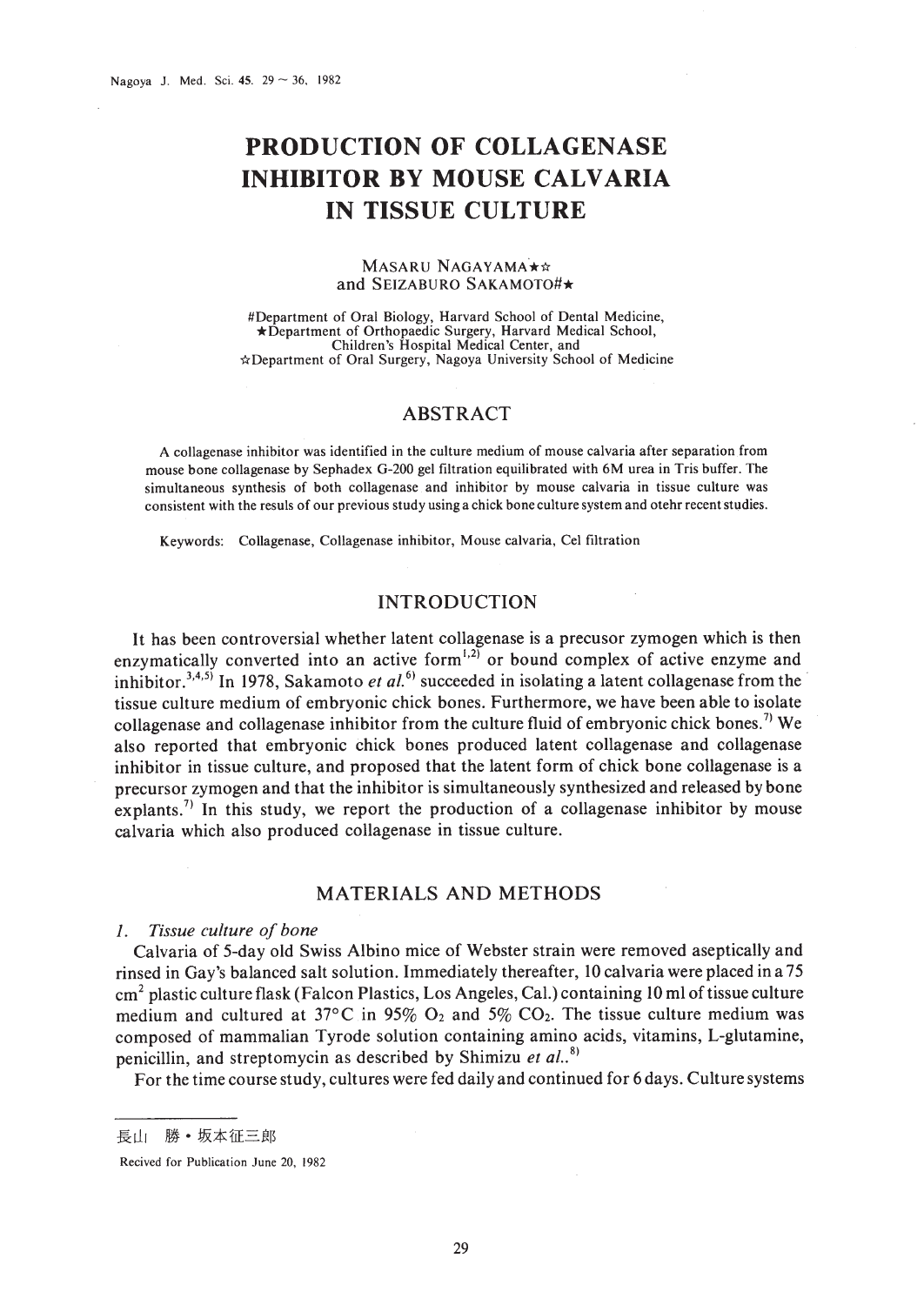# PRODUCTION OF COLLAGENASE INHIBITOR BY MOUSE CALVARIA IN TISSUE CULTURE

MASARU NAGAYAMA★☆
and SEIZABURO SAKAMOTO#★

#Department of Oral Biology, Harvard School of Dental Medicine,
★Department of Orthopaedic Surgery, Harvard Medical School,
Children's Hospital Medical Center, and
☆Department of Oral Surgery, Nagoya University School of Medicine

## ABSTRACT

A collagenase inhibitor was identified in the culture medium of mouse calvaria after separation from mouse bone collagenase by Sephadex G-200 gel filtration equilibrated with 6M urea in Tris buffer. The simultaneous synthesis of both collagenase and inhibitor by mouse calvaria in tissue culture was consistent with the resuls of our previous study using a chick bone culture system and otehr recent studies.

Keywords: Collagenase, Collagenase inhibitor, Mouse calvaria, Cel filtration

## INTRODUCTION

It has been controversial whether latent collagenase is a precusor zymogen which is then enzymatically converted into an active form[1,2] or bound complex of active enzyme and inhibitor.[3,4,5] In 1978, Sakamoto *et al.*[6] succeeded in isolating a latent collagenase from the tissue culture medium of embryonic chick bones. Furthermore, we have been able to isolate collagenase and collagenase inhibitor from the culture fluid of embryonic chick bones.[7] We also reported that embryonic chick bones produced latent collagenase and collagenase inhibitor in tissue culture, and proposed that the latent form of chick bone collagenase is a precursor zymogen and that the inhibitor is simultaneously synthesized and released by bone explants.[7] In this study, we report the production of a collagenase inhibitor by mouse calvaria which also produced collagenase in tissue culture.

## MATERIALS AND METHODS

### *1. Tissue culture of bone*

Calvaria of 5-day old Swiss Albino mice of Webster strain were removed aseptically and rinsed in Gay's balanced salt solution. Immediately thereafter, 10 calvaria were placed in a 75 $cm^2$ plastic culture flask (Falcon Plastics, Los Angeles, Cal.) containing 10 ml of tissue culture medium and cultured at 37°C in 95% $O_2$ and 5% $CO_2$. The tissue culture medium was composed of mammalian Tyrode solution containing amino acids, vitamins, L-glutamine, penicillin, and streptomycin as described by Shimizu *et al.*.[8]

For the time course study, cultures were fed daily and continued for 6 days. Culture systems

長山 勝・坂本征三郎

Recived for Publication June 20, 1982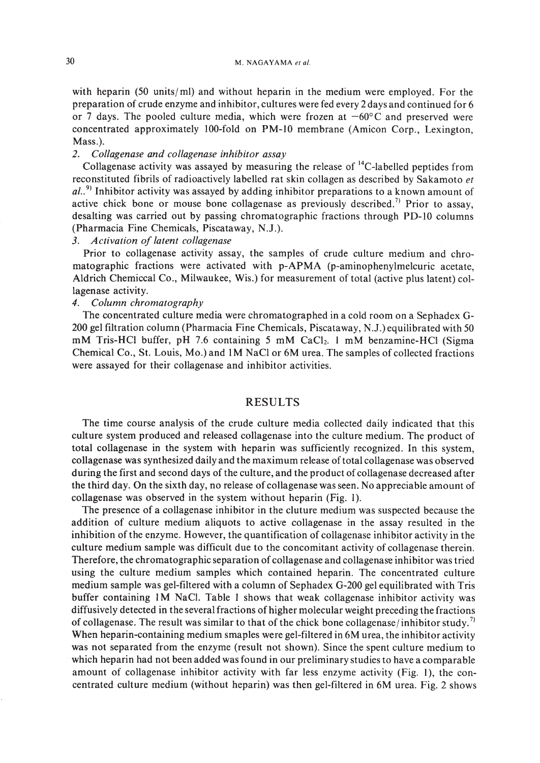with heparin (50 units/ml) and without heparin in the medium were employed. For the preparation of crude enzyme and inhibitor, cultures were fed every 2 days and continued for 6 or 7 days. The pooled culture media, which were frozen at −60°C and preserved were concentrated approximately 100-fold on PM-10 membrane (Amicon Corp., Lexington, Mass.).

*2. Collagenase and collagenase inhibitor assay*

Collagenase activity was assayed by measuring the release of $^{14}C$-labelled peptides from reconstituted fibrils of radioactively labelled rat skin collagen as described by Sakamoto *et al.*.[9] Inhibitor activity was assayed by adding inhibitor preparations to a known amount of active chick bone or mouse bone collagenase as previously described.[7] Prior to assay, desalting was carried out by passing chromatographic fractions through PD-10 columns (Pharmacia Fine Chemicals, Piscataway, N.J.).

*3. Activation of latent collagenase*

Prior to collagenase activity assay, the samples of crude culture medium and chromatographic fractions were activated with p-APMA (p-aminophenylmelcuric acetate, Aldrich Chemiccal Co., Milwaukee, Wis.) for measurement of total (active plus latent) collagenase activity.

*4. Column chromatography*

The concentrated culture media were chromatographed in a cold room on a Sephadex G-200 gel filtration column (Pharmacia Fine Chemicals, Piscataway, N.J.) equilibrated with 50 mM Tris-HCl buffer, pH 7.6 containing 5 mM $CaCl_2$. 1 mM benzamine-HCl (Sigma Chemical Co., St. Louis, Mo.) and 1M NaCl or 6M urea. The samples of collected fractions were assayed for their collagenase and inhibitor activities.

## RESULTS

The time course analysis of the crude culture media collected daily indicated that this culture system produced and released collagenase into the culture medium. The product of total collagenase in the system with heparin was sufficiently recognized. In this system, collagenase was synthesized daily and the maximum release of total collagenase was observed during the first and second days of the culture, and the product of collagenase decreased after the third day. On the sixth day, no release of collagenase was seen. No appreciable amount of collagenase was observed in the system without heparin (Fig. 1).

The presence of a collagenase inhibitor in the cluture medium was suspected because the addition of culture medium aliquots to active collagenase in the assay resulted in the inhibition of the enzyme. However, the quantification of collagenase inhibitor activity in the culture medium sample was difficult due to the concomitant activity of collagenase therein. Therefore, the chromatographic separation of collagenase and collagenase inhibitor was tried using the culture medium samples which contained heparin. The concentrated culture medium sample was gel-filtered with a column of Sephadex G-200 gel equilibrated with Tris buffer containing 1M NaCl. Table 1 shows that weak collagenase inhibitor activity was diffusively detected in the several fractions of higher molecular weight preceding the fractions of collagenase. The result was similar to that of the chick bone collagenase/inhibitor study.[7] When heparin-containing medium smaples were gel-filtered in 6M urea, the inhibitor activity was not separated from the enzyme (result not shown). Since the spent culture medium to which heparin had not been added was found in our preliminary studies to have a comparable amount of collagenase inhibitor activity with far less enzyme activity (Fig. 1), the concentrated culture medium (without heparin) was then gel-filtered in 6M urea. Fig. 2 shows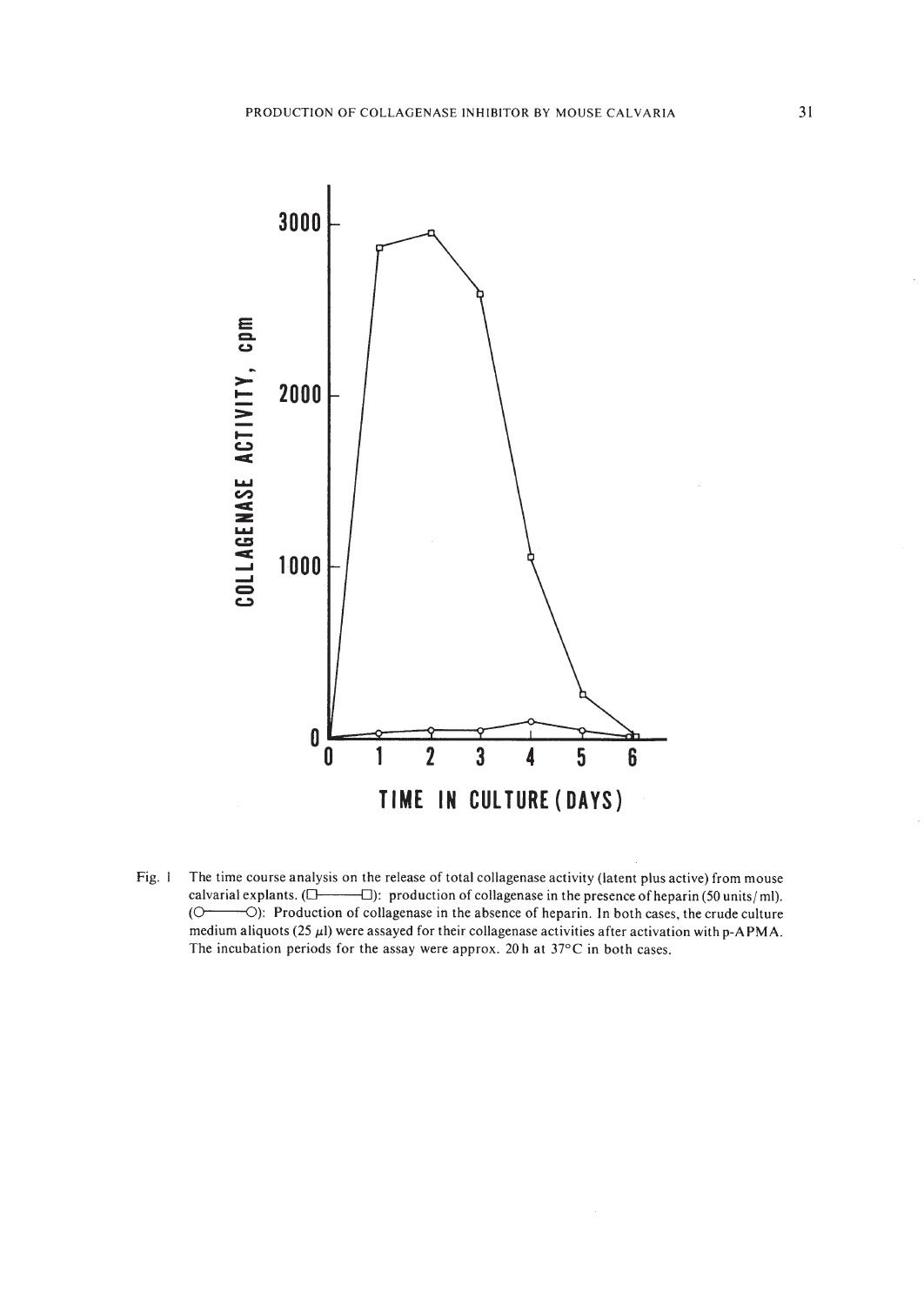Fig. 1 The time course analysis on the release of total collagenase activity (latent plus active) from mouse calvarial explants. (□———□): production of collagenase in the presence of heparin (50 units/ml). (○———○): Production of collagenase in the absence of heparin. In both cases, the crude culture medium aliquots (25 $\mu$l) were assayed for their collagenase activities after activation with p-APMA. The incubation periods for the assay were approx. 20 h at 37°C in both cases.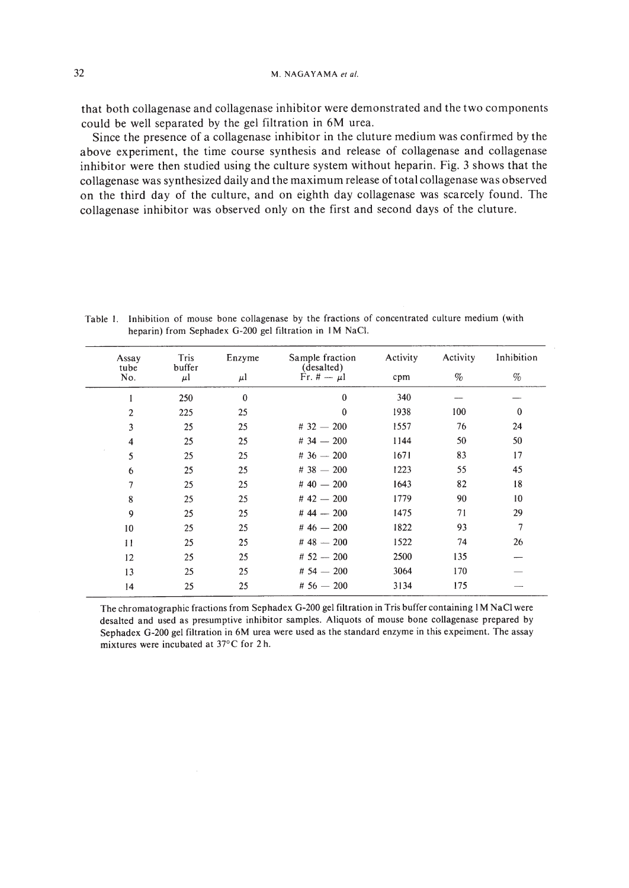that both collagenase and collagenase inhibitor were demonstrated and the two components could be well separated by the gel filtration in 6M urea.

Since the presence of a collagenase inhibitor in the cluture medium was confirmed by the above experiment, the time course synthesis and release of collagenase and collagenase inhibitor were then studied using the culture system without heparin. Fig. 3 shows that the collagenase was synthesized daily and the maximum release of total collagenase was observed on the third day of the culture, and on eighth day collagenase was scarcely found. The collagenase inhibitor was observed only on the first and second days of the cluture.

Table 1. Inhibition of mouse bone collagenase by the fractions of concentrated culture medium (with heparin) from Sephadex G-200 gel filtration in 1M NaCl.

| Assay tube No. | Tris buffer μl | Enzyme μl | Sample fraction (desalted) Fr. # — μl | Activity cpm | Activity % | Inhibition % |
|---|---|---|---|---|---|---|
| 1 | 250 | 0 | 0 | 340 | — | — |
| 2 | 225 | 25 | 0 | 1938 | 100 | 0 |
| 3 | 25 | 25 | # 32 — 200 | 1557 | 76 | 24 |
| 4 | 25 | 25 | # 34 — 200 | 1144 | 50 | 50 |
| 5 | 25 | 25 | # 36 — 200 | 1671 | 83 | 17 |
| 6 | 25 | 25 | # 38 — 200 | 1223 | 55 | 45 |
| 7 | 25 | 25 | # 40 — 200 | 1643 | 82 | 18 |
| 8 | 25 | 25 | # 42 — 200 | 1779 | 90 | 10 |
| 9 | 25 | 25 | # 44 — 200 | 1475 | 71 | 29 |
| 10 | 25 | 25 | # 46 — 200 | 1822 | 93 | 7 |
| 11 | 25 | 25 | # 48 — 200 | 1522 | 74 | 26 |
| 12 | 25 | 25 | # 52 — 200 | 2500 | 135 | — |
| 13 | 25 | 25 | # 54 — 200 | 3064 | 170 | — |
| 14 | 25 | 25 | # 56 — 200 | 3134 | 175 | — |

The chromatographic fractions from Sephadex G-200 gel filtration in Tris buffer containing 1M NaCl were desalted and used as presumptive inhibitor samples. Aliquots of mouse bone collagenase prepared by Sephadex G-200 gel filtration in 6M urea were used as the standard enzyme in this expeiment. The assay mixtures were incubated at 37°C for 2 h.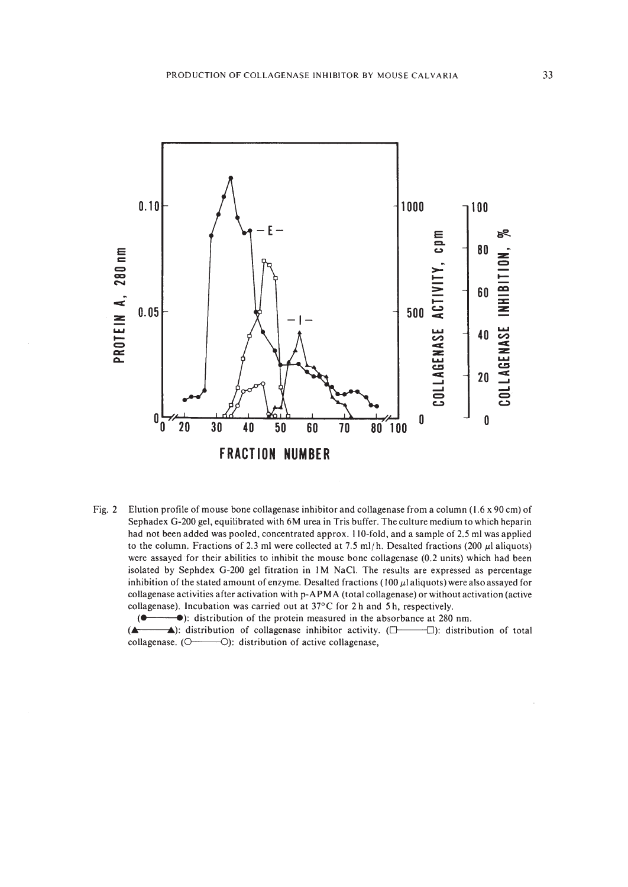Fig. 2 Elution profile of mouse bone collagenase inhibitor and collagenase from a column (1.6 x 90 cm) of Sephadex G-200 gel, equilibrated with 6M urea in Tris buffer. The culture medium to which heparin had not been added was pooled, concentrated approx. 110-fold, and a sample of 2.5 ml was applied to the column. Fractions of 2.3 ml were collected at 7.5 ml/h. Desalted fractions (200 $\mu$l aliquots) were assayed for their abilities to inhibit the mouse bone collagenase (0.2 units) which had been isolated by Sephdex G-200 gel fitration in 1M NaCl. The results are expressed as percentage inhibition of the stated amount of enzyme. Desalted fractions (100 $\mu$l aliquots) were also assayed for collagenase activities after activation with p-APMA (total collagenase) or without activation (active collagenase). Incubation was carried out at 37°C for 2 h and 5 h, respectively.

(●——●): distribution of the protein measured in the absorbance at 280 nm.
(▲——▲): distribution of collagenase inhibitor activity. (□——□): distribution of total collagenase. (○——○): distribution of active collagenase,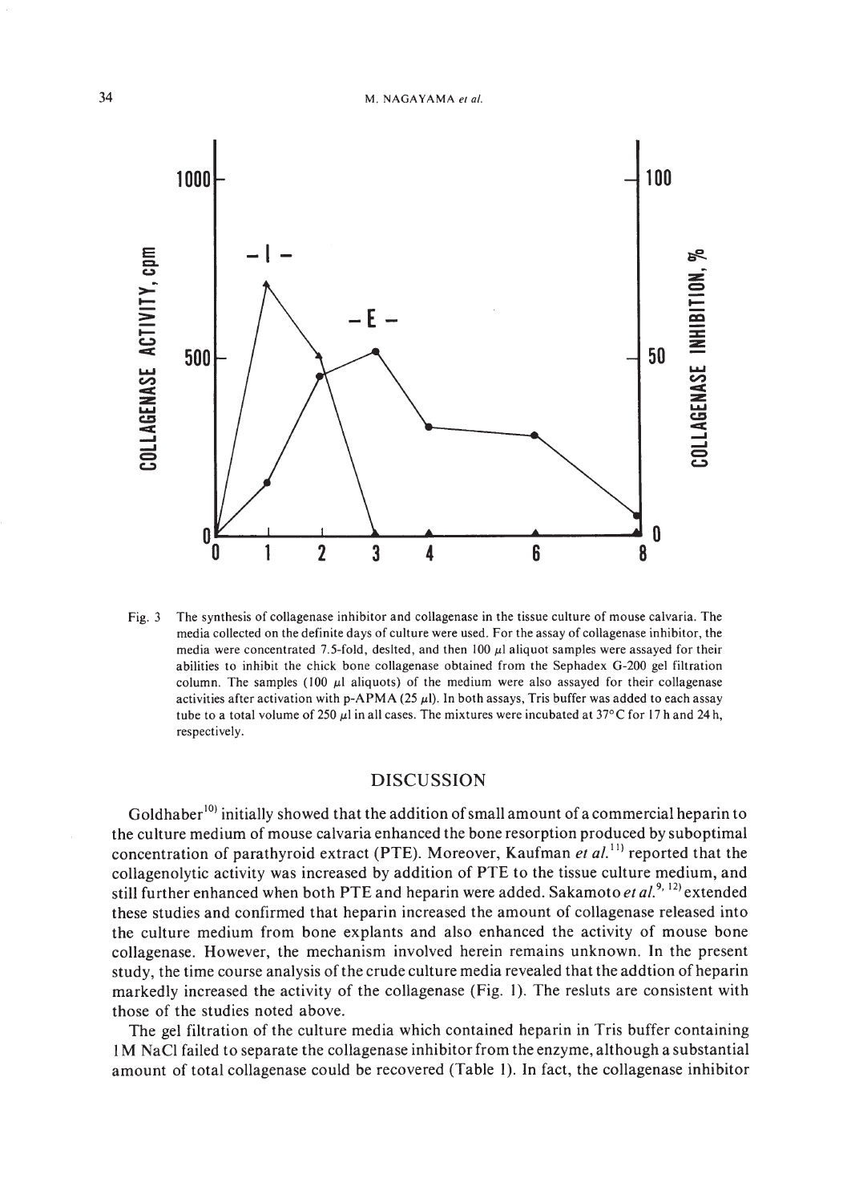Fig. 3 The synthesis of collagenase inhibitor and collagenase in the tissue culture of mouse calvaria. The media collected on the definite days of culture were used. For the assay of collagenase inhibitor, the media were concentrated 7.5-fold, deslted, and then 100 $\mu$l aliquot samples were assayed for their abilities to inhibit the chick bone collagenase obtained from the Sephadex G-200 gel filtration column. The samples (100 $\mu$l aliquots) of the medium were also assayed for their collagenase activities after activation with p-APMA (25 $\mu$l). In both assays, Tris buffer was added to each assay tube to a total volume of 250 $\mu$l in all cases. The mixtures were incubated at 37°C for 17 h and 24 h, respectively.

## DISCUSSION

Goldhaber[10] initially showed that the addition of small amount of a commercial heparin to the culture medium of mouse calvaria enhanced the bone resorption produced by suboptimal concentration of parathyroid extract (PTE). Moreover, Kaufman *et al.*[11] reported that the collagenolytic activity was increased by addition of PTE to the tissue culture medium, and still further enhanced when both PTE and heparin were added. Sakamoto *et al.*[9, 12] extended these studies and confirmed that heparin increased the amount of collagenase released into the culture medium from bone explants and also enhanced the activity of mouse bone collagenase. However, the mechanism involved herein remains unknown. In the present study, the time course analysis of the crude culture media revealed that the addtion of heparin markedly increased the activity of the collagenase (Fig. 1). The resluts are consistent with those of the studies noted above.

The gel filtration of the culture media which contained heparin in Tris buffer containing 1 M NaCl failed to separate the collagenase inhibitor from the enzyme, although a substantial amount of total collagenase could be recovered (Table 1). In fact, the collagenase inhibitor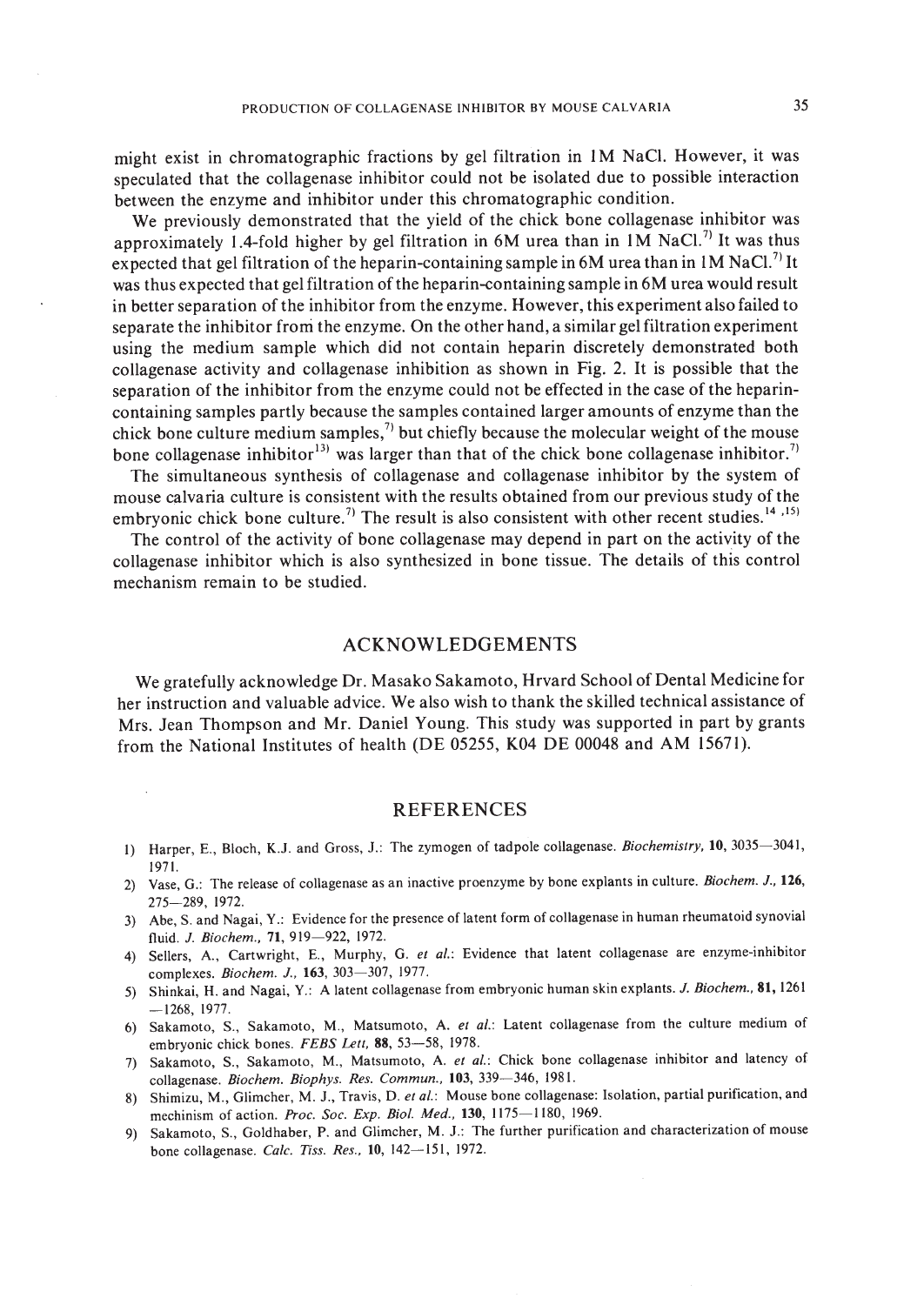might exist in chromatographic fractions by gel filtration in 1M NaCl. However, it was speculated that the collagenase inhibitor could not be isolated due to possible interaction between the enzyme and inhibitor under this chromatographic condition.

We previously demonstrated that the yield of the chick bone collagenase inhibitor was approximately 1.4-fold higher by gel filtration in 6M urea than in 1M NaCl.[7] It was thus expected that gel filtration of the heparin-containing sample in 6M urea than in 1M NaCl.[7] It was thus expected that gel filtration of the heparin-containing sample in 6M urea would result in better separation of the inhibitor from the enzyme. However, this experiment also failed to separate the inhibitor from the enzyme. On the other hand, a similar gel filtration experiment using the medium sample which did not contain heparin discretely demonstrated both collagenase activity and collagenase inhibition as shown in Fig. 2. It is possible that the separation of the inhibitor from the enzyme could not be effected in the case of the heparin-containing samples partly because the samples contained larger amounts of enzyme than the chick bone culture medium samples,[7] but chiefly because the molecular weight of the mouse bone collagenase inhibitor[13] was larger than that of the chick bone collagenase inhibitor.[7]

The simultaneous synthesis of collagenase and collagenase inhibitor by the system of mouse calvaria culture is consistent with the results obtained from our previous study of the embryonic chick bone culture.[7] The result is also consistent with other recent studies.[14,15]

The control of the activity of bone collagenase may depend in part on the activity of the collagenase inhibitor which is also synthesized in bone tissue. The details of this control mechanism remain to be studied.

## ACKNOWLEDGEMENTS

We gratefully acknowledge Dr. Masako Sakamoto, Hrvard School of Dental Medicine for her instruction and valuable advice. We also wish to thank the skilled technical assistance of Mrs. Jean Thompson and Mr. Daniel Young. This study was supported in part by grants from the National Institutes of health (DE 05255, K04 DE 00048 and AM 15671).

## REFERENCES

1) Harper, E., Bloch, K.J. and Gross, J.: The zymogen of tadpole collagenase. *Biochemistry*, **10**, 3035—3041, 1971.
2) Vase, G.: The release of collagenase as an inactive proenzyme by bone explants in culture. *Biochem. J.*, **126**, 275—289, 1972.
3) Abe, S. and Nagai, Y.: Evidence for the presence of latent form of collagenase in human rheumatoid synovial fluid. *J. Biochem.*, **71**, 919—922, 1972.
4) Sellers, A., Cartwright, E., Murphy, G. *et al.*: Evidence that latent collagenase are enzyme-inhibitor complexes. *Biochem. J.*, **163**, 303—307, 1977.
5) Shinkai, H. and Nagai, Y.: A latent collagenase from embryonic human skin explants. *J. Biochem.*, **81**, 1261—1268, 1977.
6) Sakamoto, S., Sakamoto, M., Matsumoto, A. *et al.*: Latent collagenase from the culture medium of embryonic chick bones. *FEBS Lett*, **88**, 53—58, 1978.
7) Sakamoto, S., Sakamoto, M., Matsumoto, A. *et al.*: Chick bone collagenase inhibitor and latency of collagenase. *Biochem. Biophys. Res. Commun.*, **103**, 339—346, 1981.
8) Shimizu, M., Glimcher, M. J., Travis, D. *et al.*: Mouse bone collagenase: Isolation, partial purification, and mechinism of action. *Proc. Soc. Exp. Biol. Med.*, **130**, 1175—1180, 1969.
9) Sakamoto, S., Goldhaber, P. and Glimcher, M. J.: The further purification and characterization of mouse bone collagenase. *Calc. Tiss. Res.*, **10**, 142—151, 1972.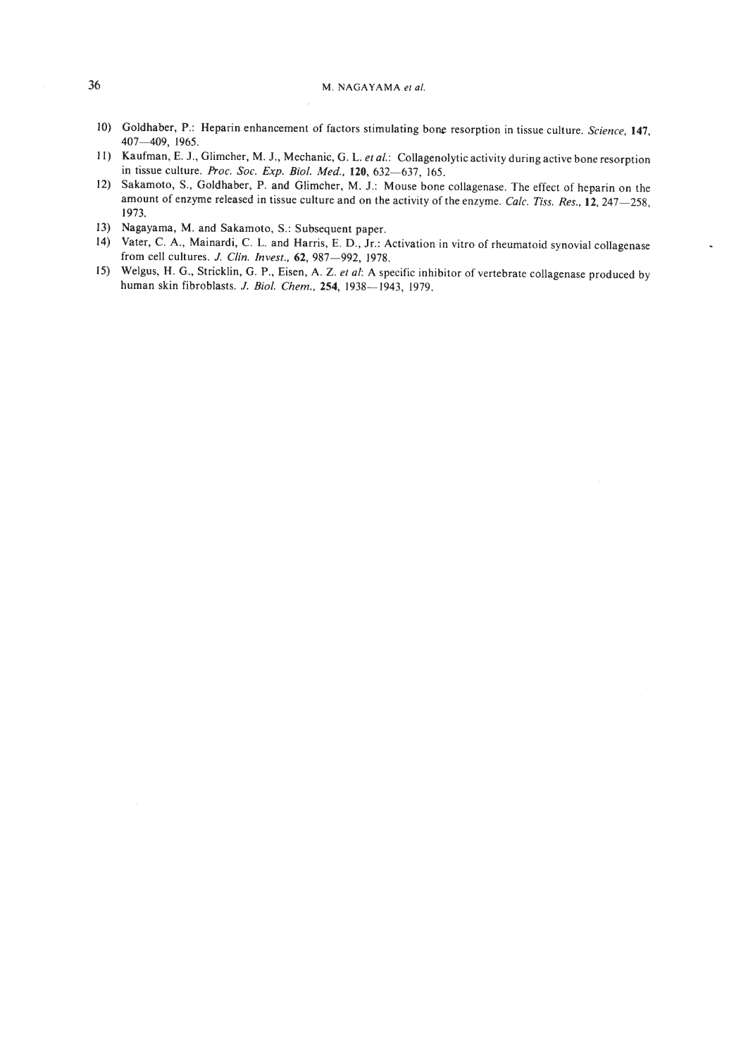10) Goldhaber, P.: Heparin enhancement of factors stimulating bone resorption in tissue culture. *Science*, **147**, 407—409, 1965.
11) Kaufman, E. J., Glimcher, M. J., Mechanic, G. L. *et al.*: Collagenolytic activity during active bone resorption in tissue culture. *Proc. Soc. Exp. Biol. Med.*, **120**, 632—637, 165.
12) Sakamoto, S., Goldhaber, P. and Glimcher, M. J.: Mouse bone collagenase. The effect of heparin on the amount of enzyme released in tissue culture and on the activity of the enzyme. *Calc. Tiss. Res.*, **12**, 247—258, 1973.
13) Nagayama, M. and Sakamoto, S.: Subsequent paper.
14) Vater, C. A., Mainardi, C. L. and Harris, E. D., Jr.: Activation in vitro of rheumatoid synovial collagenase from cell cultures. *J. Clin. Invest.*, **62**, 987—992, 1978.
15) Welgus, H. G., Stricklin, G. P., Eisen, A. Z. *et al*: A specific inhibitor of vertebrate collagenase produced by human skin fibroblasts. *J. Biol. Chem.*, **254**, 1938—1943, 1979.